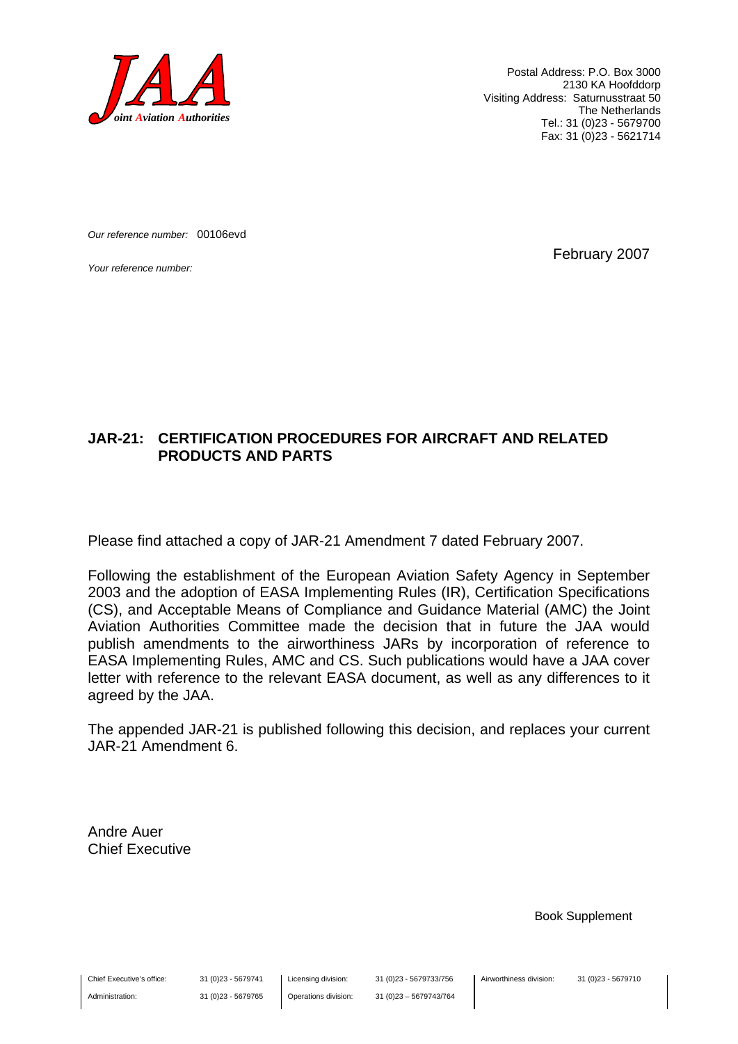**JAA**
*Joint Aviation Authorities*

Postal Address: P.O. Box 3000
2130 KA Hoofddorp
Visiting Address: Saturnusstraat 50
The Netherlands
Tel.: 31 (0)23 - 5679700
Fax: 31 (0)23 - 5621714

*Our reference number:* 00106evd

*Your reference number:*

February 2007

**JAR-21: CERTIFICATION PROCEDURES FOR AIRCRAFT AND RELATED PRODUCTS AND PARTS**

Please find attached a copy of JAR-21 Amendment 7 dated February 2007.

Following the establishment of the European Aviation Safety Agency in September 2003 and the adoption of EASA Implementing Rules (IR), Certification Specifications (CS), and Acceptable Means of Compliance and Guidance Material (AMC) the Joint Aviation Authorities Committee made the decision that in future the JAA would publish amendments to the airworthiness JARs by incorporation of reference to EASA Implementing Rules, AMC and CS. Such publications would have a JAA cover letter with reference to the relevant EASA document, as well as any differences to it agreed by the JAA.

The appended JAR-21 is published following this decision, and replaces your current JAR-21 Amendment 6.

Andre Auer
Chief Executive

Book Supplement

| Chief Executive's office: | 31 (0)23 - 5679741 | Licensing division: | 31 (0)23 - 5679733/756 | Airworthiness division: | 31 (0)23 - 5679710 |
|---|---|---|---|---|---|
| Administration: | 31 (0)23 - 5679765 | Operations division: | 31 (0)23 – 5679743/764 | | |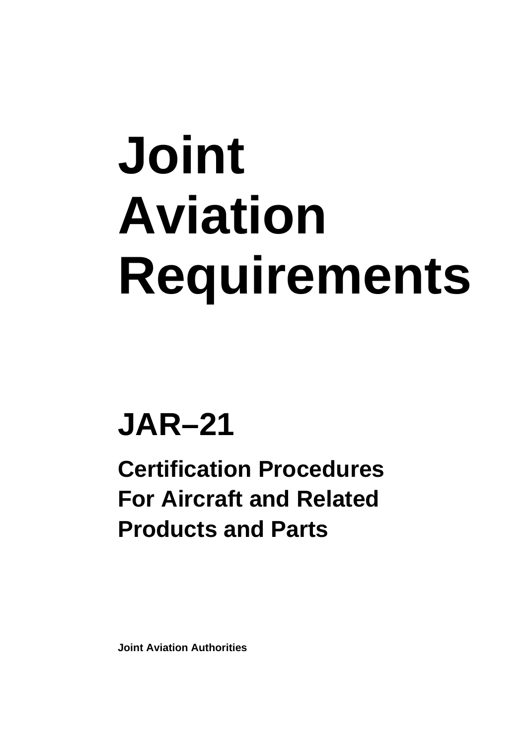# Joint Aviation Requirements

## JAR–21

### Certification Procedures For Aircraft and Related Products and Parts

**Joint Aviation Authorities**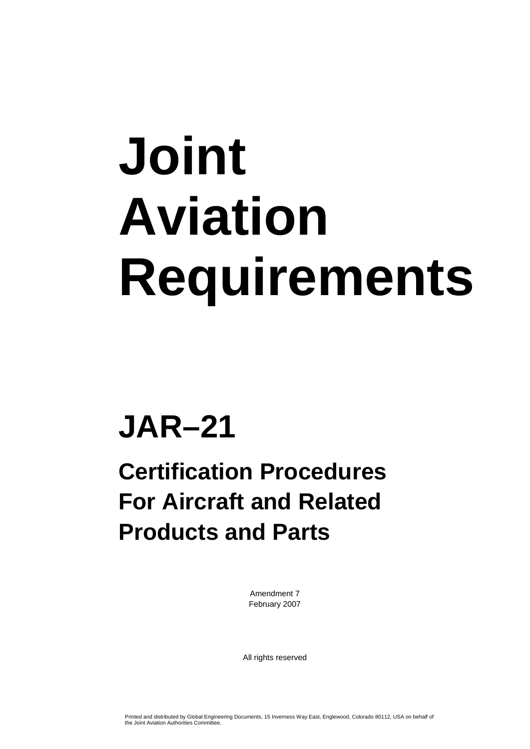# Joint Aviation Requirements

## JAR–21

### Certification Procedures For Aircraft and Related Products and Parts

Amendment 7
February 2007

All rights reserved

Printed and distributed by Global Engineering Documents, 15 Inverness Way East, Englewood, Colorado 80112, USA on behalf of the Joint Aviation Authorities Committee.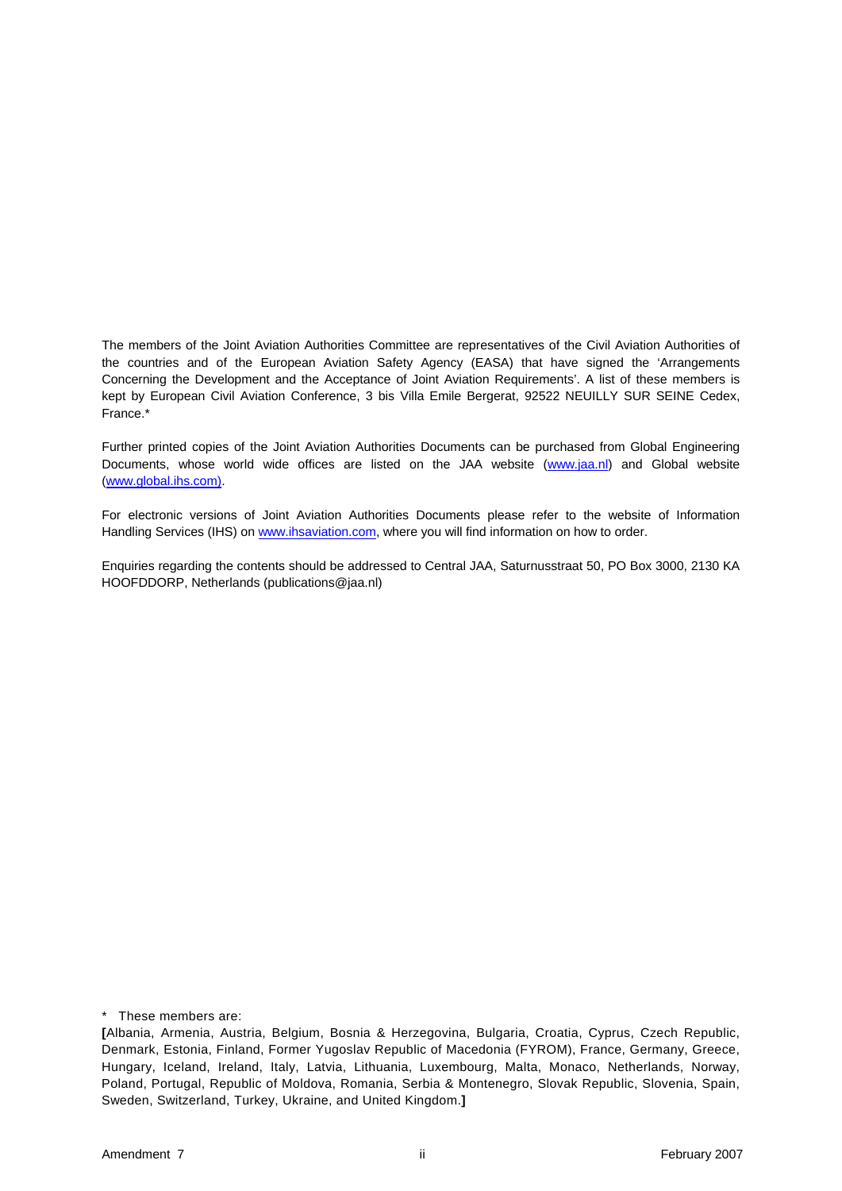The members of the Joint Aviation Authorities Committee are representatives of the Civil Aviation Authorities of the countries and of the European Aviation Safety Agency (EASA) that have signed the 'Arrangements Concerning the Development and the Acceptance of Joint Aviation Requirements'. A list of these members is kept by European Civil Aviation Conference, 3 bis Villa Emile Bergerat, 92522 NEUILLY SUR SEINE Cedex, France.*

Further printed copies of the Joint Aviation Authorities Documents can be purchased from Global Engineering Documents, whose world wide offices are listed on the JAA website (www.jaa.nl) and Global website (www.global.ihs.com).

For electronic versions of Joint Aviation Authorities Documents please refer to the website of Information Handling Services (IHS) on www.ihsaviation.com, where you will find information on how to order.

Enquiries regarding the contents should be addressed to Central JAA, Saturnusstraat 50, PO Box 3000, 2130 KA HOOFDDORP, Netherlands (publications@jaa.nl)

\* These members are:

**[**Albania, Armenia, Austria, Belgium, Bosnia & Herzegovina, Bulgaria, Croatia, Cyprus, Czech Republic, Denmark, Estonia, Finland, Former Yugoslav Republic of Macedonia (FYROM), France, Germany, Greece, Hungary, Iceland, Ireland, Italy, Latvia, Lithuania, Luxembourg, Malta, Monaco, Netherlands, Norway, Poland, Portugal, Republic of Moldova, Romania, Serbia & Montenegro, Slovak Republic, Slovenia, Spain, Sweden, Switzerland, Turkey, Ukraine, and United Kingdom.**]**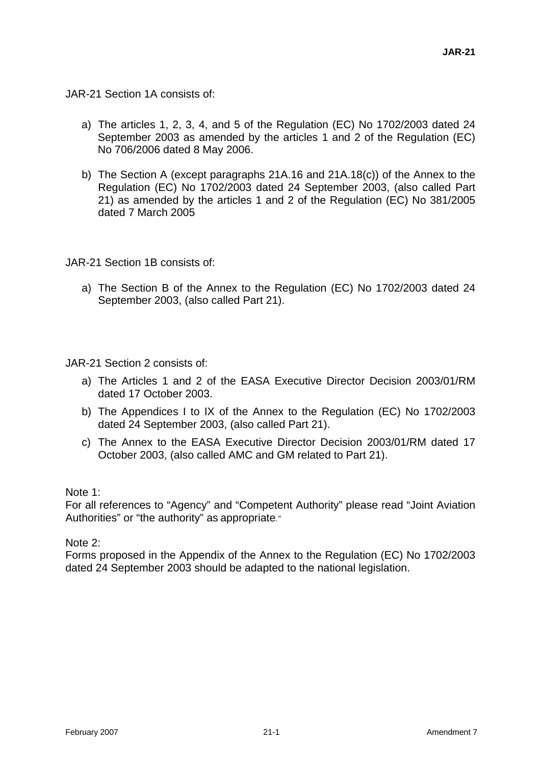JAR-21 Section 1A consists of:

a) The articles 1, 2, 3, 4, and 5 of the Regulation (EC) No 1702/2003 dated 24 September 2003 as amended by the articles 1 and 2 of the Regulation (EC) No 706/2006 dated 8 May 2006.

b) The Section A (except paragraphs 21A.16 and 21A.18(c)) of the Annex to the Regulation (EC) No 1702/2003 dated 24 September 2003, (also called Part 21) as amended by the articles 1 and 2 of the Regulation (EC) No 381/2005 dated 7 March 2005

JAR-21 Section 1B consists of:

a) The Section B of the Annex to the Regulation (EC) No 1702/2003 dated 24 September 2003, (also called Part 21).

JAR-21 Section 2 consists of:

a) The Articles 1 and 2 of the EASA Executive Director Decision 2003/01/RM dated 17 October 2003.

b) The Appendices I to IX of the Annex to the Regulation (EC) No 1702/2003 dated 24 September 2003, (also called Part 21).

c) The Annex to the EASA Executive Director Decision 2003/01/RM dated 17 October 2003, (also called AMC and GM related to Part 21).

Note 1:
For all references to “Agency” and “Competent Authority” please read “Joint Aviation Authorities” or “the authority” as appropriate.”

Note 2:
Forms proposed in the Appendix of the Annex to the Regulation (EC) No 1702/2003 dated 24 September 2003 should be adapted to the national legislation.